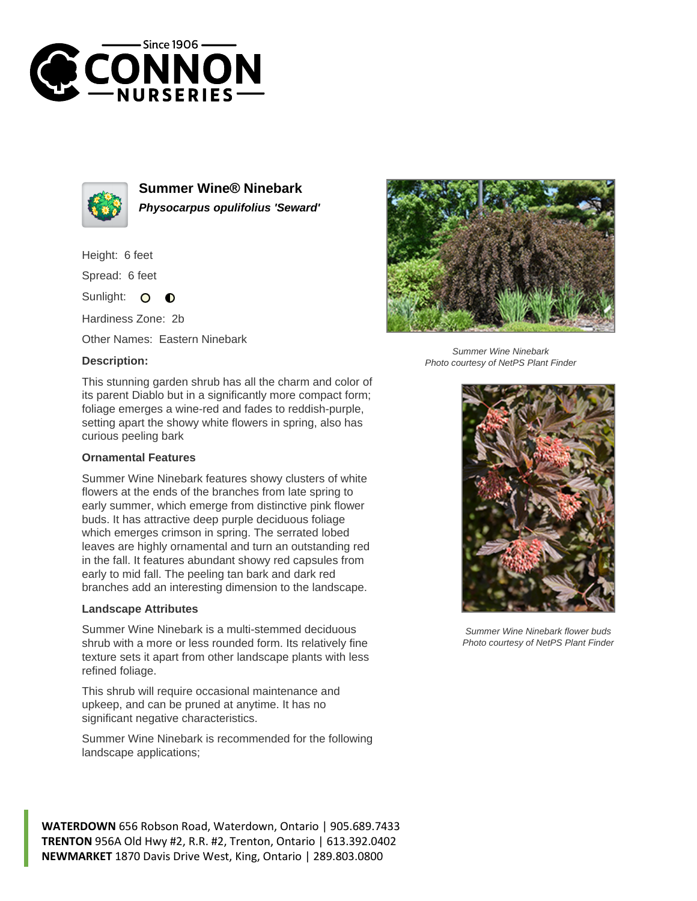# Summer Wine® Ninebark

***Physocarpus opulifolius 'Seward'***

Height: 6 feet

Spread: 6 feet

Sunlight:

Hardiness Zone: 2b

Other Names: Eastern Ninebark

**Description:**

This stunning garden shrub has all the charm and color of its parent Diablo but in a significantly more compact form; foliage emerges a wine-red and fades to reddish-purple, setting apart the showy white flowers in spring, also has curious peeling bark

### Ornamental Features

Summer Wine Ninebark features showy clusters of white flowers at the ends of the branches from late spring to early summer, which emerge from distinctive pink flower buds. It has attractive deep purple deciduous foliage which emerges crimson in spring. The serrated lobed leaves are highly ornamental and turn an outstanding red in the fall. It features abundant showy red capsules from early to mid fall. The peeling tan bark and dark red branches add an interesting dimension to the landscape.

### Landscape Attributes

Summer Wine Ninebark is a multi-stemmed deciduous shrub with a more or less rounded form. Its relatively fine texture sets it apart from other landscape plants with less refined foliage.

This shrub will require occasional maintenance and upkeep, and can be pruned at anytime. It has no significant negative characteristics.

Summer Wine Ninebark is recommended for the following landscape applications;

*Summer Wine Ninebark*
*Photo courtesy of NetPS Plant Finder*

*Summer Wine Ninebark flower buds*
*Photo courtesy of NetPS Plant Finder*

**WATERDOWN** 656 Robson Road, Waterdown, Ontario | 905.689.7433
**TRENTON** 956A Old Hwy #2, R.R. #2, Trenton, Ontario | 613.392.0402
**NEWMARKET** 1870 Davis Drive West, King, Ontario | 289.803.0800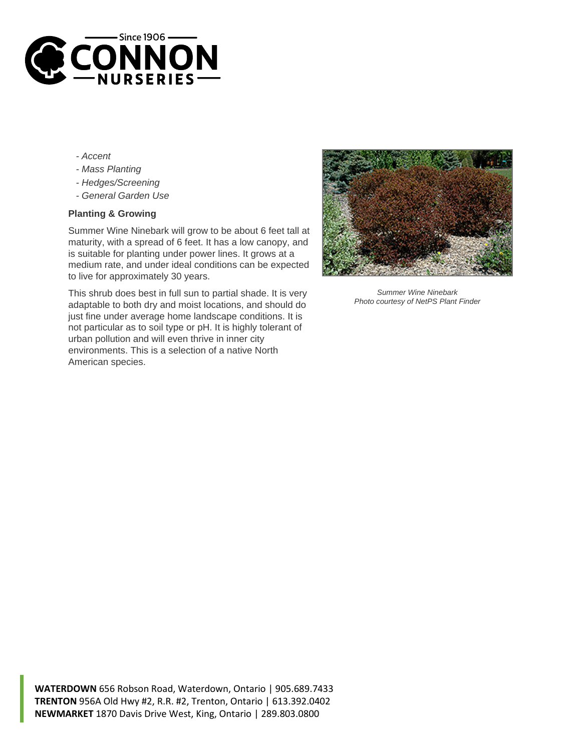- *Accent*
- *Mass Planting*
- *Hedges/Screening*
- *General Garden Use*

**Planting & Growing**

Summer Wine Ninebark will grow to be about 6 feet tall at maturity, with a spread of 6 feet. It has a low canopy, and is suitable for planting under power lines. It grows at a medium rate, and under ideal conditions can be expected to live for approximately 30 years.

This shrub does best in full sun to partial shade. It is very adaptable to both dry and moist locations, and should do just fine under average home landscape conditions. It is not particular as to soil type or pH. It is highly tolerant of urban pollution and will even thrive in inner city environments. This is a selection of a native North American species.

*Summer Wine Ninebark*
*Photo courtesy of NetPS Plant Finder*